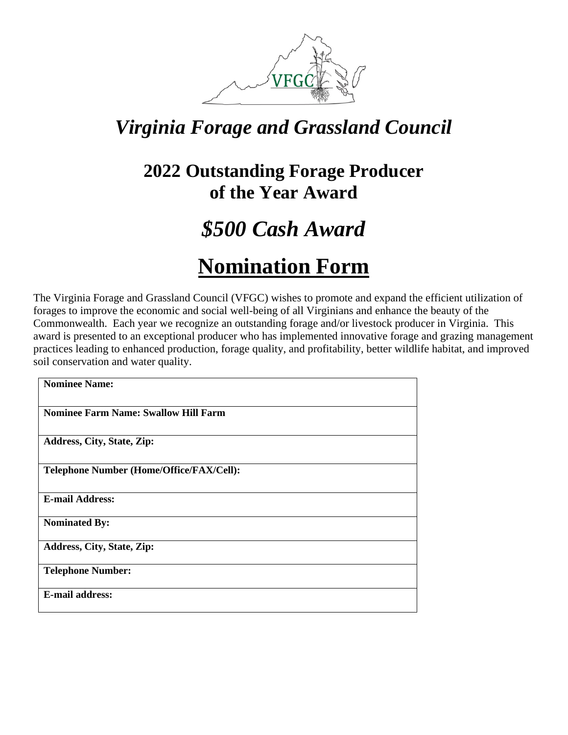# *Virginia Forage and Grassland Council*

## 2022 Outstanding Forage Producer of the Year Award

## *$500 Cash Award*

## Nomination Form

The Virginia Forage and Grassland Council (VFGC) wishes to promote and expand the efficient utilization of forages to improve the economic and social well-being of all Virginians and enhance the beauty of the Commonwealth. Each year we recognize an outstanding forage and/or livestock producer in Virginia. This award is presented to an exceptional producer who has implemented innovative forage and grazing management practices leading to enhanced production, forage quality, and profitability, better wildlife habitat, and improved soil conservation and water quality.

| |
|---|
| **Nominee Name:** |
| **Nominee Farm Name: Swallow Hill Farm** |
| **Address, City, State, Zip:** |
| **Telephone Number (Home/Office/FAX/Cell):** |
| **E-mail Address:** |
| **Nominated By:** |
| **Address, City, State, Zip:** |
| **Telephone Number:** |
| **E-mail address:** |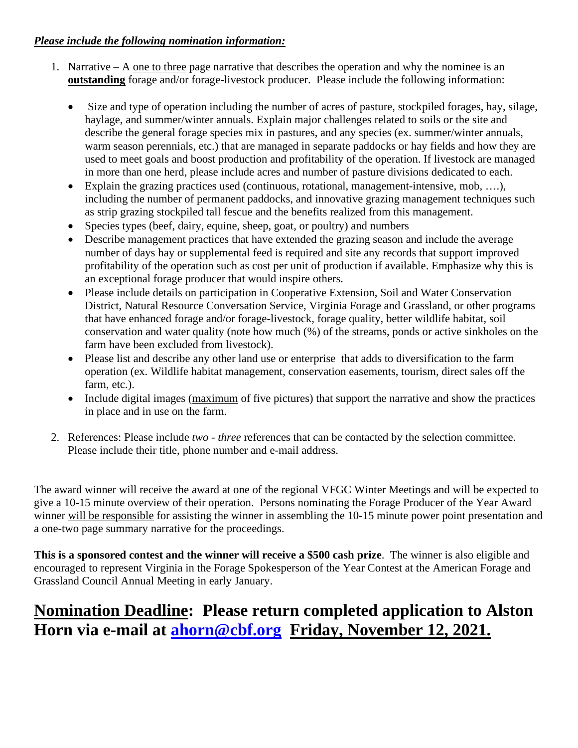***Please include the following nomination information:***

1. Narrative – A one to three page narrative that describes the operation and why the nominee is an **outstanding** forage and/or forage-livestock producer. Please include the following information:

   - Size and type of operation including the number of acres of pasture, stockpiled forages, hay, silage, haylage, and summer/winter annuals. Explain major challenges related to soils or the site and describe the general forage species mix in pastures, and any species (ex. summer/winter annuals, warm season perennials, etc.) that are managed in separate paddocks or hay fields and how they are used to meet goals and boost production and profitability of the operation. If livestock are managed in more than one herd, please include acres and number of pasture divisions dedicated to each.
   - Explain the grazing practices used (continuous, rotational, management-intensive, mob, ….), including the number of permanent paddocks, and innovative grazing management techniques such as strip grazing stockpiled tall fescue and the benefits realized from this management.
   - Species types (beef, dairy, equine, sheep, goat, or poultry) and numbers
   - Describe management practices that have extended the grazing season and include the average number of days hay or supplemental feed is required and site any records that support improved profitability of the operation such as cost per unit of production if available. Emphasize why this is an exceptional forage producer that would inspire others.
   - Please include details on participation in Cooperative Extension, Soil and Water Conservation District, Natural Resource Conversation Service, Virginia Forage and Grassland, or other programs that have enhanced forage and/or forage-livestock, forage quality, better wildlife habitat, soil conservation and water quality (note how much (%) of the streams, ponds or active sinkholes on the farm have been excluded from livestock).
   - Please list and describe any other land use or enterprise that adds to diversification to the farm operation (ex. Wildlife habitat management, conservation easements, tourism, direct sales off the farm, etc.).
   - Include digital images (maximum of five pictures) that support the narrative and show the practices in place and in use on the farm.

2. References: Please include *two - three* references that can be contacted by the selection committee. Please include their title, phone number and e-mail address.

The award winner will receive the award at one of the regional VFGC Winter Meetings and will be expected to give a 10-15 minute overview of their operation. Persons nominating the Forage Producer of the Year Award winner will be responsible for assisting the winner in assembling the 10-15 minute power point presentation and a one-two page summary narrative for the proceedings.

**This is a sponsored contest and the winner will receive a $500 cash prize**. The winner is also eligible and encouraged to represent Virginia in the Forage Spokesperson of the Year Contest at the American Forage and Grassland Council Annual Meeting in early January.

## Nomination Deadline: Please return completed application to Alston Horn via e-mail at ahorn@cbf.org Friday, November 12, 2021.